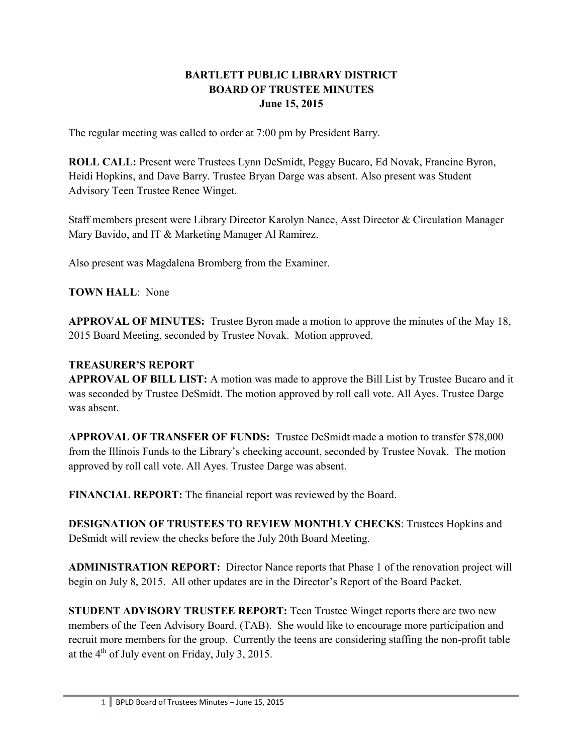**BARTLETT PUBLIC LIBRARY DISTRICT**
**BOARD OF TRUSTEE MINUTES**
**June 15, 2015**

The regular meeting was called to order at 7:00 pm by President Barry.

**ROLL CALL:** Present were Trustees Lynn DeSmidt, Peggy Bucaro, Ed Novak, Francine Byron, Heidi Hopkins, and Dave Barry. Trustee Bryan Darge was absent. Also present was Student Advisory Teen Trustee Renee Winget.

Staff members present were Library Director Karolyn Nance, Asst Director & Circulation Manager Mary Bavido, and IT & Marketing Manager Al Ramirez.

Also present was Magdalena Bromberg from the Examiner.

**TOWN HALL**: None

**APPROVAL OF MINUTES:** Trustee Byron made a motion to approve the minutes of the May 18, 2015 Board Meeting, seconded by Trustee Novak. Motion approved.

**TREASURER'S REPORT**

**APPROVAL OF BILL LIST:** A motion was made to approve the Bill List by Trustee Bucaro and it was seconded by Trustee DeSmidt. The motion approved by roll call vote. All Ayes. Trustee Darge was absent.

**APPROVAL OF TRANSFER OF FUNDS:** Trustee DeSmidt made a motion to transfer $78,000 from the Illinois Funds to the Library's checking account, seconded by Trustee Novak. The motion approved by roll call vote. All Ayes. Trustee Darge was absent.

**FINANCIAL REPORT:** The financial report was reviewed by the Board.

**DESIGNATION OF TRUSTEES TO REVIEW MONTHLY CHECKS**: Trustees Hopkins and DeSmidt will review the checks before the July 20th Board Meeting.

**ADMINISTRATION REPORT:** Director Nance reports that Phase 1 of the renovation project will begin on July 8, 2015. All other updates are in the Director's Report of the Board Packet.

**STUDENT ADVISORY TRUSTEE REPORT:** Teen Trustee Winget reports there are two new members of the Teen Advisory Board, (TAB). She would like to encourage more participation and recruit more members for the group. Currently the teens are considering staffing the non-profit table at the 4th of July event on Friday, July 3, 2015.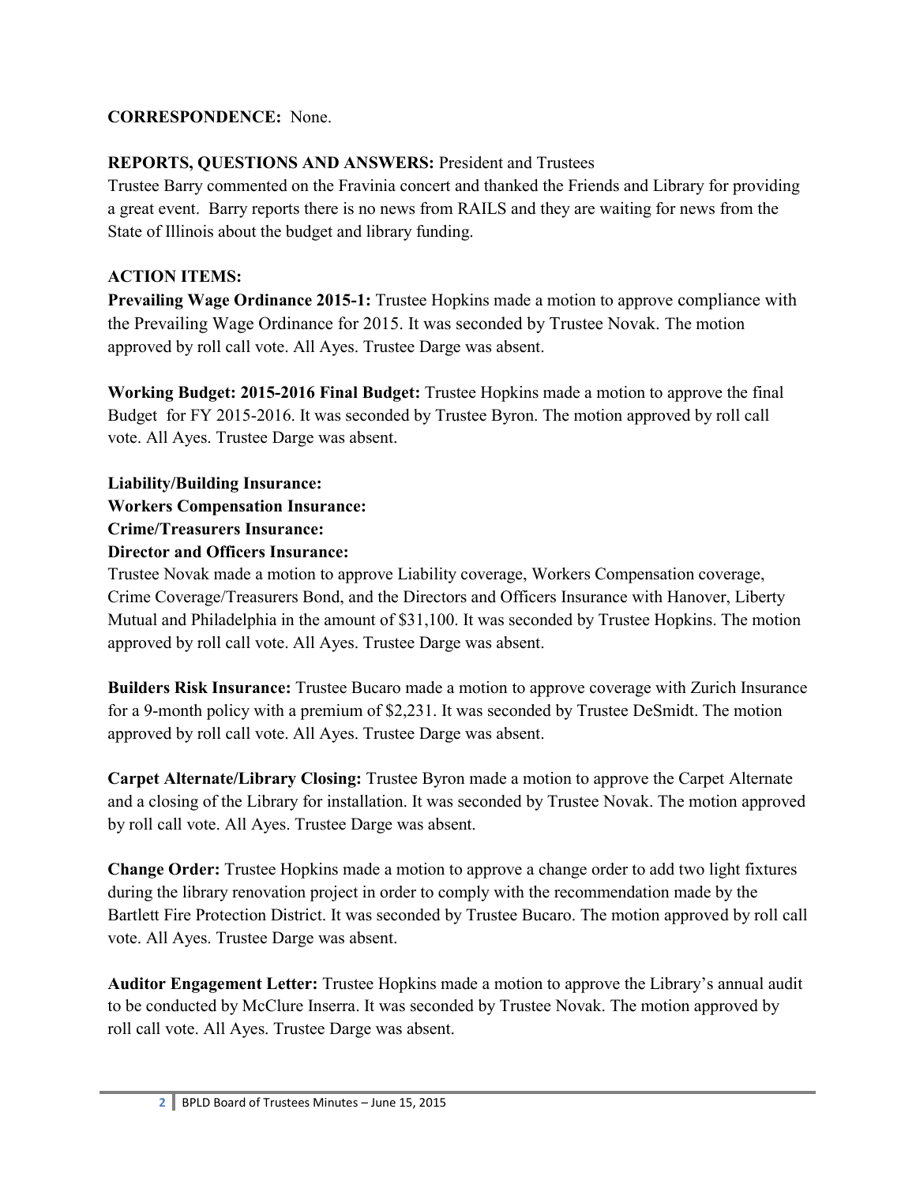**CORRESPONDENCE:** None.

**REPORTS, QUESTIONS AND ANSWERS:** President and Trustees

Trustee Barry commented on the Fravinia concert and thanked the Friends and Library for providing a great event. Barry reports there is no news from RAILS and they are waiting for news from the State of Illinois about the budget and library funding.

**ACTION ITEMS:**

**Prevailing Wage Ordinance 2015-1:** Trustee Hopkins made a motion to approve compliance with the Prevailing Wage Ordinance for 2015. It was seconded by Trustee Novak. The motion approved by roll call vote. All Ayes. Trustee Darge was absent.

**Working Budget: 2015-2016 Final Budget:** Trustee Hopkins made a motion to approve the final Budget for FY 2015-2016. It was seconded by Trustee Byron. The motion approved by roll call vote. All Ayes. Trustee Darge was absent.

**Liability/Building Insurance:**
**Workers Compensation Insurance:**
**Crime/Treasurers Insurance:**
**Director and Officers Insurance:**

Trustee Novak made a motion to approve Liability coverage, Workers Compensation coverage, Crime Coverage/Treasurers Bond, and the Directors and Officers Insurance with Hanover, Liberty Mutual and Philadelphia in the amount of $31,100. It was seconded by Trustee Hopkins. The motion approved by roll call vote. All Ayes. Trustee Darge was absent.

**Builders Risk Insurance:** Trustee Bucaro made a motion to approve coverage with Zurich Insurance for a 9-month policy with a premium of $2,231. It was seconded by Trustee DeSmidt. The motion approved by roll call vote. All Ayes. Trustee Darge was absent.

**Carpet Alternate/Library Closing:** Trustee Byron made a motion to approve the Carpet Alternate and a closing of the Library for installation. It was seconded by Trustee Novak. The motion approved by roll call vote. All Ayes. Trustee Darge was absent.

**Change Order:** Trustee Hopkins made a motion to approve a change order to add two light fixtures during the library renovation project in order to comply with the recommendation made by the Bartlett Fire Protection District. It was seconded by Trustee Bucaro. The motion approved by roll call vote. All Ayes. Trustee Darge was absent.

**Auditor Engagement Letter:** Trustee Hopkins made a motion to approve the Library's annual audit to be conducted by McClure Inserra. It was seconded by Trustee Novak. The motion approved by roll call vote. All Ayes. Trustee Darge was absent.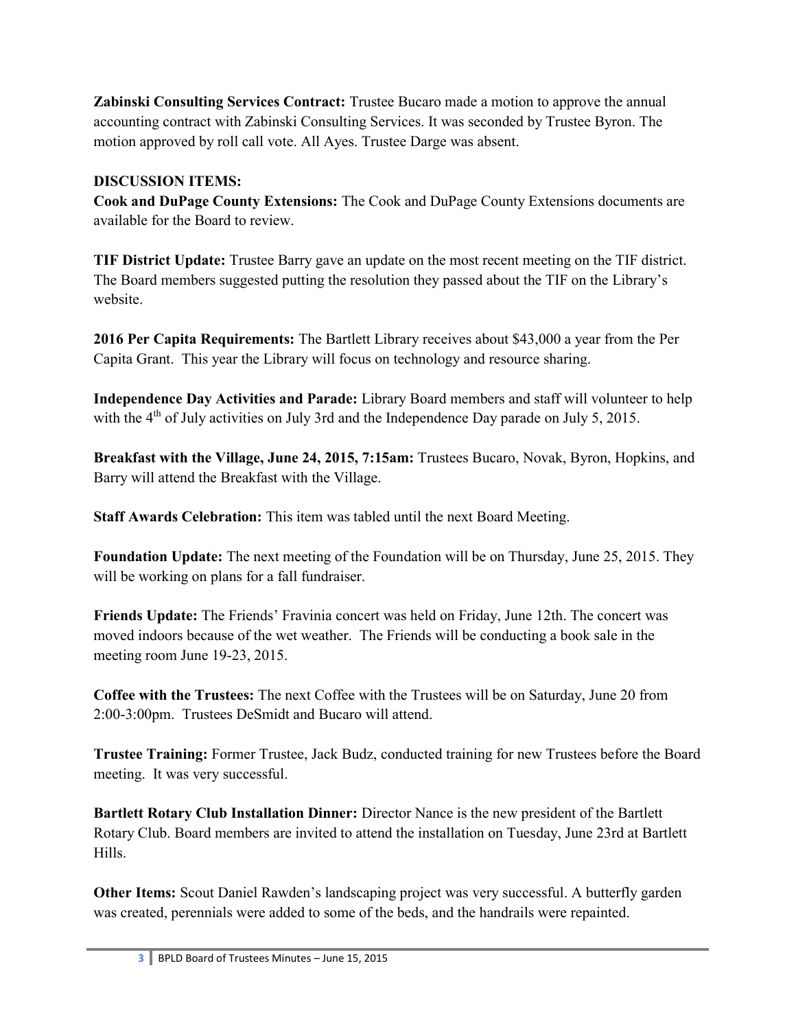**Zabinski Consulting Services Contract:** Trustee Bucaro made a motion to approve the annual accounting contract with Zabinski Consulting Services. It was seconded by Trustee Byron. The motion approved by roll call vote. All Ayes. Trustee Darge was absent.

**DISCUSSION ITEMS:**

**Cook and DuPage County Extensions:** The Cook and DuPage County Extensions documents are available for the Board to review.

**TIF District Update:** Trustee Barry gave an update on the most recent meeting on the TIF district. The Board members suggested putting the resolution they passed about the TIF on the Library's website.

**2016 Per Capita Requirements:** The Bartlett Library receives about $43,000 a year from the Per Capita Grant. This year the Library will focus on technology and resource sharing.

**Independence Day Activities and Parade:** Library Board members and staff will volunteer to help with the 4th of July activities on July 3rd and the Independence Day parade on July 5, 2015.

**Breakfast with the Village, June 24, 2015, 7:15am:** Trustees Bucaro, Novak, Byron, Hopkins, and Barry will attend the Breakfast with the Village.

**Staff Awards Celebration:** This item was tabled until the next Board Meeting.

**Foundation Update:** The next meeting of the Foundation will be on Thursday, June 25, 2015. They will be working on plans for a fall fundraiser.

**Friends Update:** The Friends' Fravinia concert was held on Friday, June 12th. The concert was moved indoors because of the wet weather. The Friends will be conducting a book sale in the meeting room June 19-23, 2015.

**Coffee with the Trustees:** The next Coffee with the Trustees will be on Saturday, June 20 from 2:00-3:00pm. Trustees DeSmidt and Bucaro will attend.

**Trustee Training:** Former Trustee, Jack Budz, conducted training for new Trustees before the Board meeting. It was very successful.

**Bartlett Rotary Club Installation Dinner:** Director Nance is the new president of the Bartlett Rotary Club. Board members are invited to attend the installation on Tuesday, June 23rd at Bartlett Hills.

**Other Items:** Scout Daniel Rawden's landscaping project was very successful. A butterfly garden was created, perennials were added to some of the beds, and the handrails were repainted.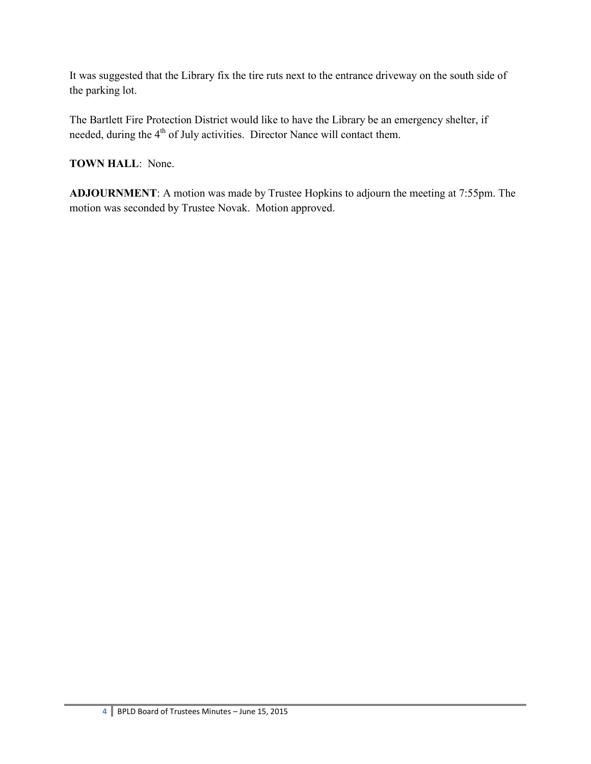It was suggested that the Library fix the tire ruts next to the entrance driveway on the south side of the parking lot.

The Bartlett Fire Protection District would like to have the Library be an emergency shelter, if needed, during the 4th of July activities. Director Nance will contact them.

**TOWN HALL**: None.

**ADJOURNMENT**: A motion was made by Trustee Hopkins to adjourn the meeting at 7:55pm. The motion was seconded by Trustee Novak. Motion approved.